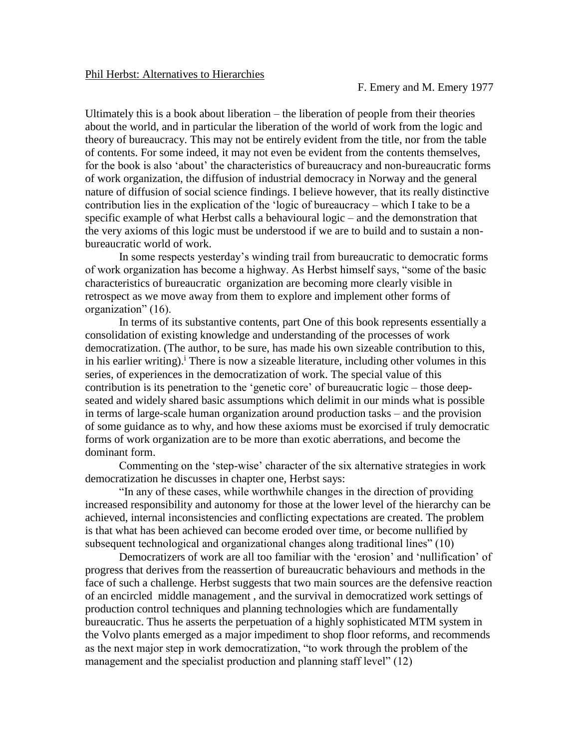Phil Herbst: Alternatives to Hierarchies

F. Emery and M. Emery 1977

Ultimately this is a book about liberation – the liberation of people from their theories about the world, and in particular the liberation of the world of work from the logic and theory of bureaucracy. This may not be entirely evident from the title, nor from the table of contents. For some indeed, it may not even be evident from the contents themselves, for the book is also 'about' the characteristics of bureaucracy and non-bureaucratic forms of work organization, the diffusion of industrial democracy in Norway and the general nature of diffusion of social science findings. I believe however, that its really distinctive contribution lies in the explication of the 'logic of bureaucracy – which I take to be a specific example of what Herbst calls a behavioural logic – and the demonstration that the very axioms of this logic must be understood if we are to build and to sustain a non-bureaucratic world of work.

In some respects yesterday's winding trail from bureaucratic to democratic forms of work organization has become a highway. As Herbst himself says, "some of the basic characteristics of bureaucratic organization are becoming more clearly visible in retrospect as we move away from them to explore and implement other forms of organization" (16).

In terms of its substantive contents, part One of this book represents essentially a consolidation of existing knowledge and understanding of the processes of work democratization. (The author, to be sure, has made his own sizeable contribution to this, in his earlier writing).[i] There is now a sizeable literature, including other volumes in this series, of experiences in the democratization of work. The special value of this contribution is its penetration to the 'genetic core' of bureaucratic logic – those deep-seated and widely shared basic assumptions which delimit in our minds what is possible in terms of large-scale human organization around production tasks – and the provision of some guidance as to why, and how these axioms must be exorcised if truly democratic forms of work organization are to be more than exotic aberrations, and become the dominant form.

Commenting on the 'step-wise' character of the six alternative strategies in work democratization he discusses in chapter one, Herbst says:

"In any of these cases, while worthwhile changes in the direction of providing increased responsibility and autonomy for those at the lower level of the hierarchy can be achieved, internal inconsistencies and conflicting expectations are created. The problem is that what has been achieved can become eroded over time, or become nullified by subsequent technological and organizational changes along traditional lines" (10)

Democratizers of work are all too familiar with the 'erosion' and 'nullification' of progress that derives from the reassertion of bureaucratic behaviours and methods in the face of such a challenge. Herbst suggests that two main sources are the defensive reaction of an encircled middle management , and the survival in democratized work settings of production control techniques and planning technologies which are fundamentally bureaucratic. Thus he asserts the perpetuation of a highly sophisticated MTM system in the Volvo plants emerged as a major impediment to shop floor reforms, and recommends as the next major step in work democratization, "to work through the problem of the management and the specialist production and planning staff level" (12)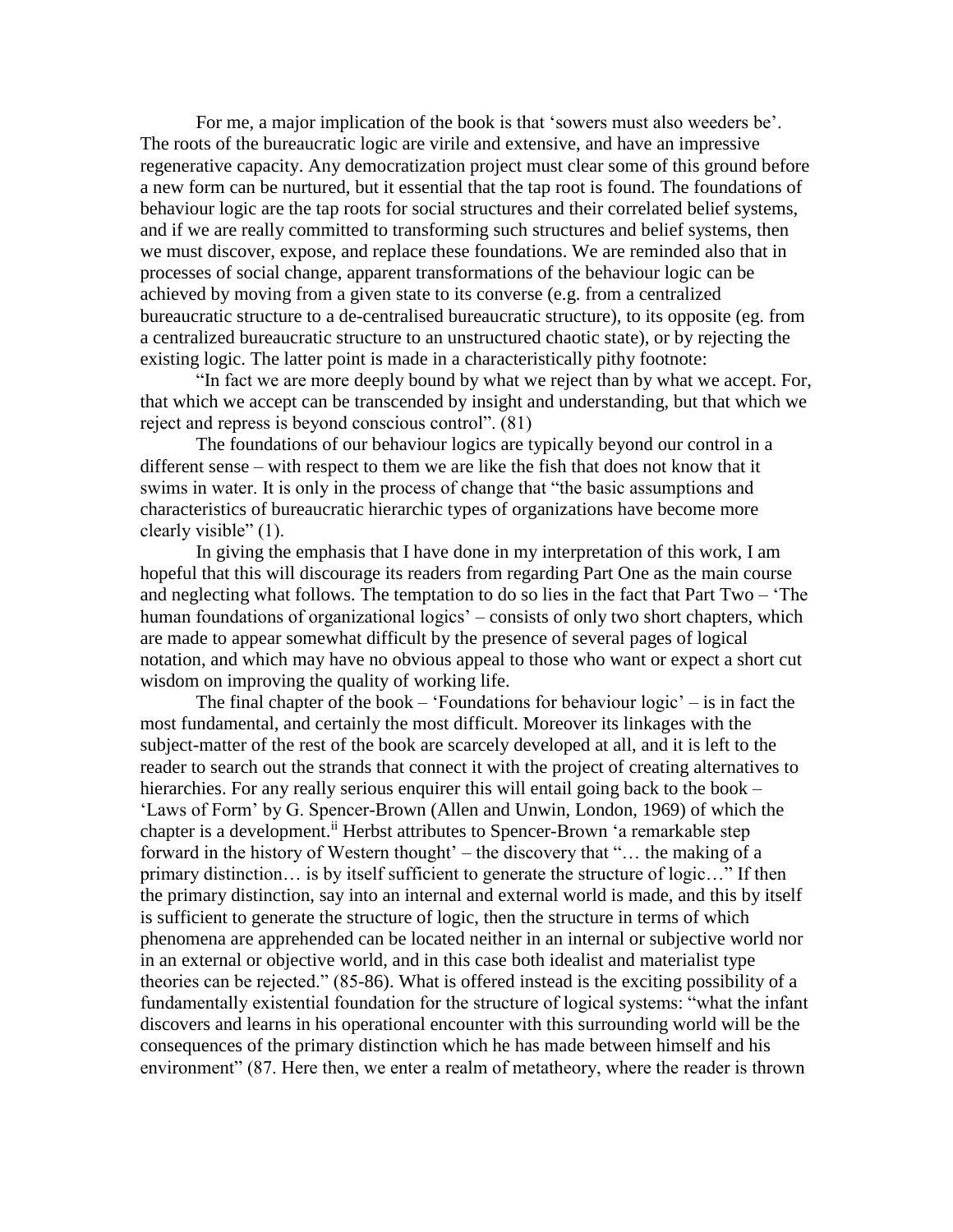For me, a major implication of the book is that 'sowers must also weeders be'. The roots of the bureaucratic logic are virile and extensive, and have an impressive regenerative capacity. Any democratization project must clear some of this ground before a new form can be nurtured, but it essential that the tap root is found. The foundations of behaviour logic are the tap roots for social structures and their correlated belief systems, and if we are really committed to transforming such structures and belief systems, then we must discover, expose, and replace these foundations. We are reminded also that in processes of social change, apparent transformations of the behaviour logic can be achieved by moving from a given state to its converse (e.g. from a centralized bureaucratic structure to a de-centralised bureaucratic structure), to its opposite (eg. from a centralized bureaucratic structure to an unstructured chaotic state), or by rejecting the existing logic. The latter point is made in a characteristically pithy footnote:

"In fact we are more deeply bound by what we reject than by what we accept. For, that which we accept can be transcended by insight and understanding, but that which we reject and repress is beyond conscious control". (81)

The foundations of our behaviour logics are typically beyond our control in a different sense – with respect to them we are like the fish that does not know that it swims in water. It is only in the process of change that "the basic assumptions and characteristics of bureaucratic hierarchic types of organizations have become more clearly visible" (1).

In giving the emphasis that I have done in my interpretation of this work, I am hopeful that this will discourage its readers from regarding Part One as the main course and neglecting what follows. The temptation to do so lies in the fact that Part Two – 'The human foundations of organizational logics' – consists of only two short chapters, which are made to appear somewhat difficult by the presence of several pages of logical notation, and which may have no obvious appeal to those who want or expect a short cut wisdom on improving the quality of working life.

The final chapter of the book – 'Foundations for behaviour logic' – is in fact the most fundamental, and certainly the most difficult. Moreover its linkages with the subject-matter of the rest of the book are scarcely developed at all, and it is left to the reader to search out the strands that connect it with the project of creating alternatives to hierarchies. For any really serious enquirer this will entail going back to the book – 'Laws of Form' by G. Spencer-Brown (Allen and Unwin, London, 1969) of which the chapter is a development.[ii] Herbst attributes to Spencer-Brown 'a remarkable step forward in the history of Western thought' – the discovery that "… the making of a primary distinction… is by itself sufficient to generate the structure of logic…" If then the primary distinction, say into an internal and external world is made, and this by itself is sufficient to generate the structure of logic, then the structure in terms of which phenomena are apprehended can be located neither in an internal or subjective world nor in an external or objective world, and in this case both idealist and materialist type theories can be rejected." (85-86). What is offered instead is the exciting possibility of a fundamentally existential foundation for the structure of logical systems: "what the infant discovers and learns in his operational encounter with this surrounding world will be the consequences of the primary distinction which he has made between himself and his environment" (87. Here then, we enter a realm of metatheory, where the reader is thrown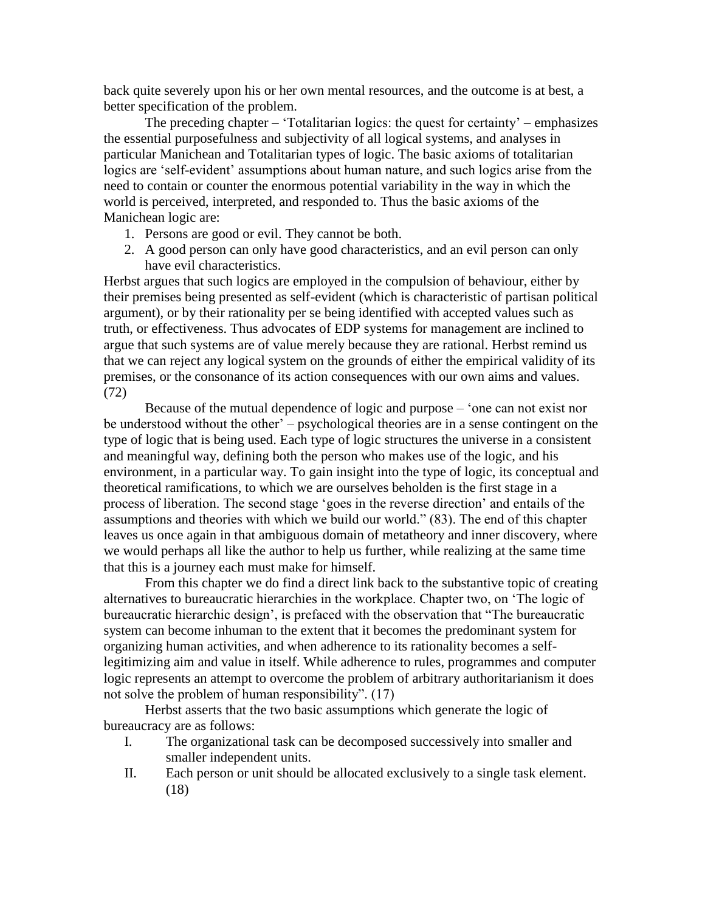back quite severely upon his or her own mental resources, and the outcome is at best, a better specification of the problem.

The preceding chapter – 'Totalitarian logics: the quest for certainty' – emphasizes the essential purposefulness and subjectivity of all logical systems, and analyses in particular Manichean and Totalitarian types of logic. The basic axioms of totalitarian logics are 'self-evident' assumptions about human nature, and such logics arise from the need to contain or counter the enormous potential variability in the way in which the world is perceived, interpreted, and responded to. Thus the basic axioms of the Manichean logic are:

1. Persons are good or evil. They cannot be both.
2. A good person can only have good characteristics, and an evil person can only have evil characteristics.

Herbst argues that such logics are employed in the compulsion of behaviour, either by their premises being presented as self-evident (which is characteristic of partisan political argument), or by their rationality per se being identified with accepted values such as truth, or effectiveness. Thus advocates of EDP systems for management are inclined to argue that such systems are of value merely because they are rational. Herbst remind us that we can reject any logical system on the grounds of either the empirical validity of its premises, or the consonance of its action consequences with our own aims and values. (72)

Because of the mutual dependence of logic and purpose – 'one can not exist nor be understood without the other' – psychological theories are in a sense contingent on the type of logic that is being used. Each type of logic structures the universe in a consistent and meaningful way, defining both the person who makes use of the logic, and his environment, in a particular way. To gain insight into the type of logic, its conceptual and theoretical ramifications, to which we are ourselves beholden is the first stage in a process of liberation. The second stage 'goes in the reverse direction' and entails of the assumptions and theories with which we build our world." (83). The end of this chapter leaves us once again in that ambiguous domain of metatheory and inner discovery, where we would perhaps all like the author to help us further, while realizing at the same time that this is a journey each must make for himself.

From this chapter we do find a direct link back to the substantive topic of creating alternatives to bureaucratic hierarchies in the workplace. Chapter two, on 'The logic of bureaucratic hierarchic design', is prefaced with the observation that "The bureaucratic system can become inhuman to the extent that it becomes the predominant system for organizing human activities, and when adherence to its rationality becomes a self-legitimizing aim and value in itself. While adherence to rules, programmes and computer logic represents an attempt to overcome the problem of arbitrary authoritarianism it does not solve the problem of human responsibility". (17)

Herbst asserts that the two basic assumptions which generate the logic of bureaucracy are as follows:

I. The organizational task can be decomposed successively into smaller and smaller independent units.
II. Each person or unit should be allocated exclusively to a single task element. (18)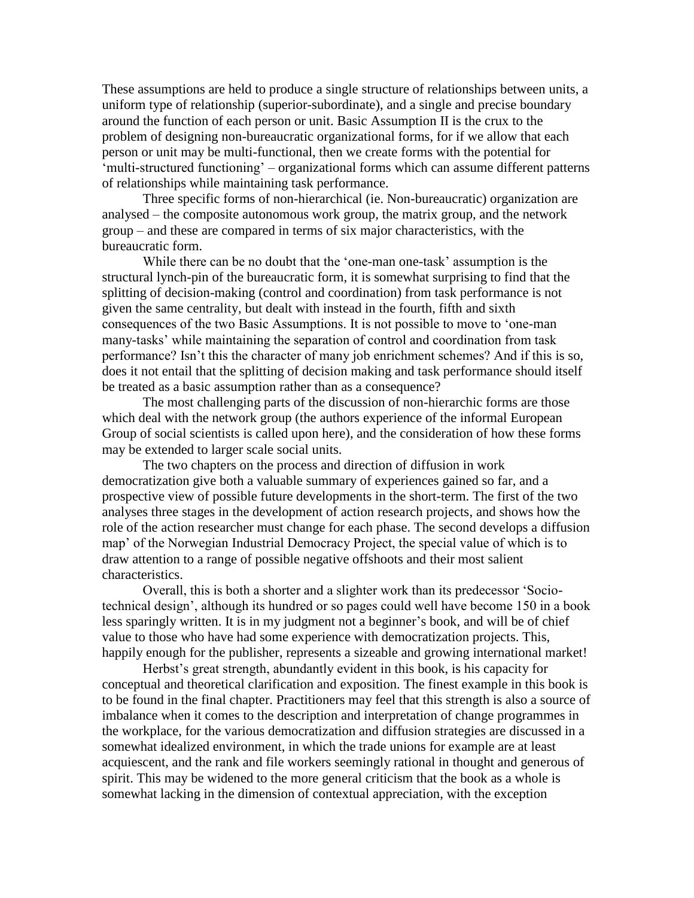These assumptions are held to produce a single structure of relationships between units, a uniform type of relationship (superior-subordinate), and a single and precise boundary around the function of each person or unit. Basic Assumption II is the crux to the problem of designing non-bureaucratic organizational forms, for if we allow that each person or unit may be multi-functional, then we create forms with the potential for 'multi-structured functioning' – organizational forms which can assume different patterns of relationships while maintaining task performance.

Three specific forms of non-hierarchical (ie. Non-bureaucratic) organization are analysed – the composite autonomous work group, the matrix group, and the network group – and these are compared in terms of six major characteristics, with the bureaucratic form.

While there can be no doubt that the 'one-man one-task' assumption is the structural lynch-pin of the bureaucratic form, it is somewhat surprising to find that the splitting of decision-making (control and coordination) from task performance is not given the same centrality, but dealt with instead in the fourth, fifth and sixth consequences of the two Basic Assumptions. It is not possible to move to 'one-man many-tasks' while maintaining the separation of control and coordination from task performance? Isn't this the character of many job enrichment schemes? And if this is so, does it not entail that the splitting of decision making and task performance should itself be treated as a basic assumption rather than as a consequence?

The most challenging parts of the discussion of non-hierarchic forms are those which deal with the network group (the authors experience of the informal European Group of social scientists is called upon here), and the consideration of how these forms may be extended to larger scale social units.

The two chapters on the process and direction of diffusion in work democratization give both a valuable summary of experiences gained so far, and a prospective view of possible future developments in the short-term. The first of the two analyses three stages in the development of action research projects, and shows how the role of the action researcher must change for each phase. The second develops a diffusion map' of the Norwegian Industrial Democracy Project, the special value of which is to draw attention to a range of possible negative offshoots and their most salient characteristics.

Overall, this is both a shorter and a slighter work than its predecessor 'Socio-technical design', although its hundred or so pages could well have become 150 in a book less sparingly written. It is in my judgment not a beginner's book, and will be of chief value to those who have had some experience with democratization projects. This, happily enough for the publisher, represents a sizeable and growing international market!

Herbst's great strength, abundantly evident in this book, is his capacity for conceptual and theoretical clarification and exposition. The finest example in this book is to be found in the final chapter. Practitioners may feel that this strength is also a source of imbalance when it comes to the description and interpretation of change programmes in the workplace, for the various democratization and diffusion strategies are discussed in a somewhat idealized environment, in which the trade unions for example are at least acquiescent, and the rank and file workers seemingly rational in thought and generous of spirit. This may be widened to the more general criticism that the book as a whole is somewhat lacking in the dimension of contextual appreciation, with the exception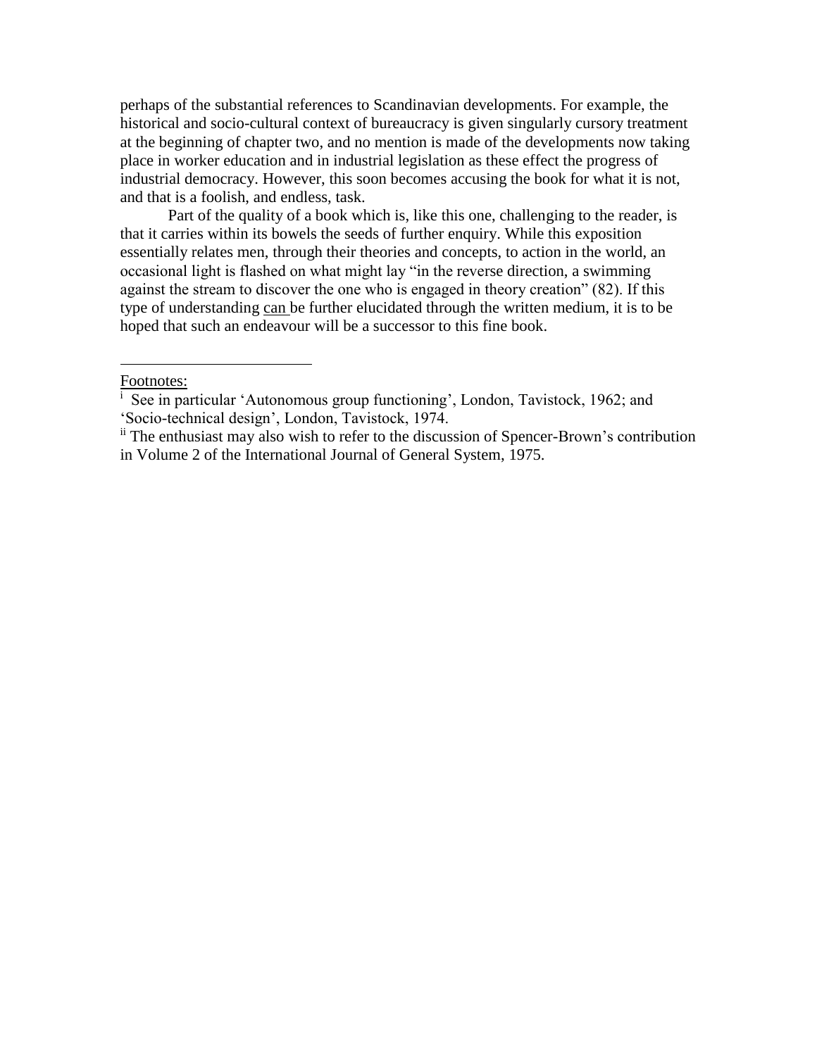perhaps of the substantial references to Scandinavian developments. For example, the historical and socio-cultural context of bureaucracy is given singularly cursory treatment at the beginning of chapter two, and no mention is made of the developments now taking place in worker education and in industrial legislation as these effect the progress of industrial democracy. However, this soon becomes accusing the book for what it is not, and that is a foolish, and endless, task.

Part of the quality of a book which is, like this one, challenging to the reader, is that it carries within its bowels the seeds of further enquiry. While this exposition essentially relates men, through their theories and concepts, to action in the world, an occasional light is flashed on what might lay "in the reverse direction, a swimming against the stream to discover the one who is engaged in theory creation" (82). If this type of understanding <u>can</u> be further elucidated through the written medium, it is to be hoped that such an endeavour will be a successor to this fine book.

---

<u>Footnotes:</u>

[i] See in particular 'Autonomous group functioning', London, Tavistock, 1962; and 'Socio-technical design', London, Tavistock, 1974.

[ii] The enthusiast may also wish to refer to the discussion of Spencer-Brown's contribution in Volume 2 of the International Journal of General System, 1975.